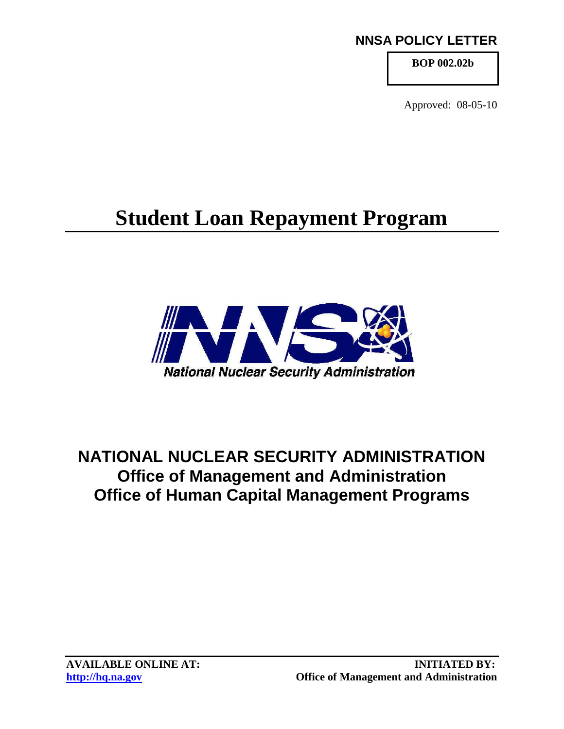**NNSA POLICY LETTER**

**BOP 002.02b**

Approved: 08-05-10

# Student Loan Repayment Program

National Nuclear Security Administration

## NATIONAL NUCLEAR SECURITY ADMINISTRATION
## Office of Management and Administration
## Office of Human Capital Management Programs

**AVAILABLE ONLINE AT:**
**http://hq.na.gov**

**INITIATED BY:**
**Office of Management and Administration**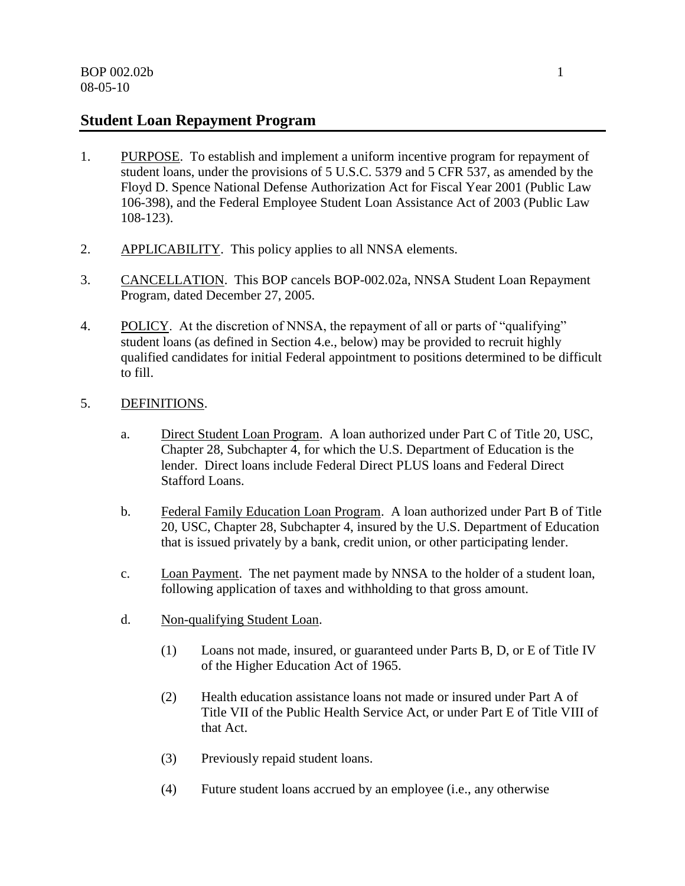## Student Loan Repayment Program

1. PURPOSE. To establish and implement a uniform incentive program for repayment of student loans, under the provisions of 5 U.S.C. 5379 and 5 CFR 537, as amended by the Floyd D. Spence National Defense Authorization Act for Fiscal Year 2001 (Public Law 106-398), and the Federal Employee Student Loan Assistance Act of 2003 (Public Law 108-123).

2. APPLICABILITY. This policy applies to all NNSA elements.

3. CANCELLATION. This BOP cancels BOP-002.02a, NNSA Student Loan Repayment Program, dated December 27, 2005.

4. POLICY. At the discretion of NNSA, the repayment of all or parts of "qualifying" student loans (as defined in Section 4.e., below) may be provided to recruit highly qualified candidates for initial Federal appointment to positions determined to be difficult to fill.

5. DEFINITIONS.

   a. Direct Student Loan Program. A loan authorized under Part C of Title 20, USC, Chapter 28, Subchapter 4, for which the U.S. Department of Education is the lender. Direct loans include Federal Direct PLUS loans and Federal Direct Stafford Loans.

   b. Federal Family Education Loan Program. A loan authorized under Part B of Title 20, USC, Chapter 28, Subchapter 4, insured by the U.S. Department of Education that is issued privately by a bank, credit union, or other participating lender.

   c. Loan Payment. The net payment made by NNSA to the holder of a student loan, following application of taxes and withholding to that gross amount.

   d. Non-qualifying Student Loan.

      (1) Loans not made, insured, or guaranteed under Parts B, D, or E of Title IV of the Higher Education Act of 1965.

      (2) Health education assistance loans not made or insured under Part A of Title VII of the Public Health Service Act, or under Part E of Title VIII of that Act.

      (3) Previously repaid student loans.

      (4) Future student loans accrued by an employee (i.e., any otherwise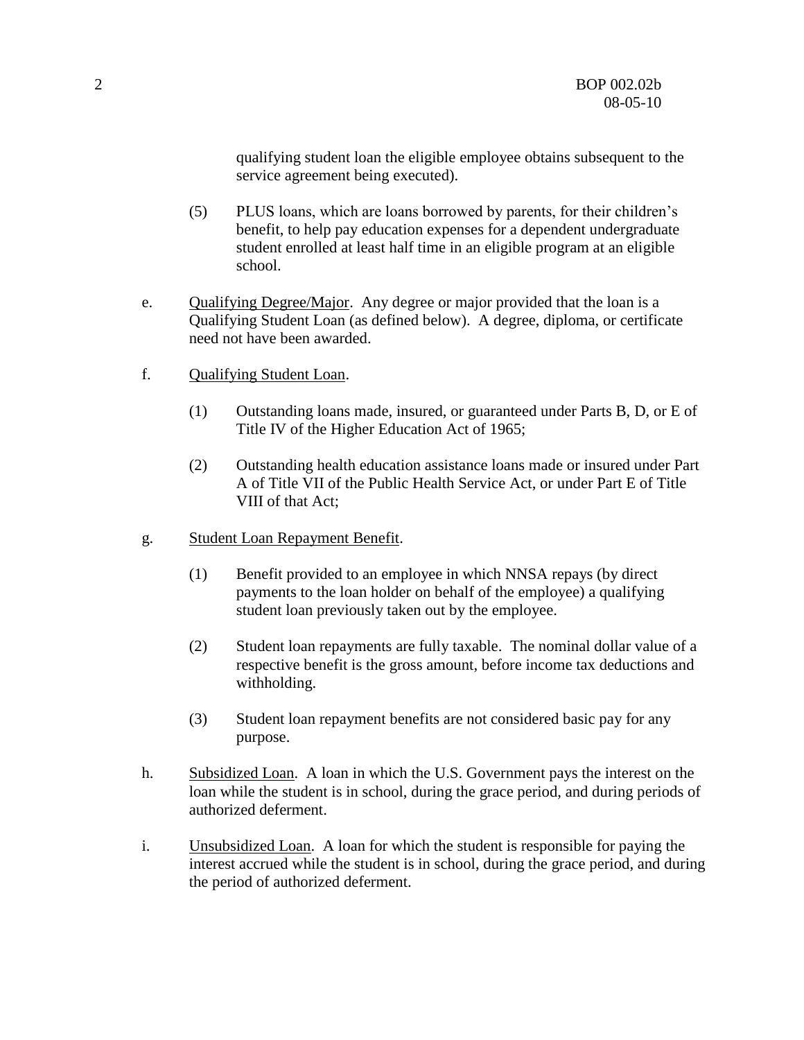qualifying student loan the eligible employee obtains subsequent to the service agreement being executed).

(5) PLUS loans, which are loans borrowed by parents, for their children's benefit, to help pay education expenses for a dependent undergraduate student enrolled at least half time in an eligible program at an eligible school.

e. Qualifying Degree/Major. Any degree or major provided that the loan is a Qualifying Student Loan (as defined below). A degree, diploma, or certificate need not have been awarded.

f. Qualifying Student Loan.

(1) Outstanding loans made, insured, or guaranteed under Parts B, D, or E of Title IV of the Higher Education Act of 1965;

(2) Outstanding health education assistance loans made or insured under Part A of Title VII of the Public Health Service Act, or under Part E of Title VIII of that Act;

g. Student Loan Repayment Benefit.

(1) Benefit provided to an employee in which NNSA repays (by direct payments to the loan holder on behalf of the employee) a qualifying student loan previously taken out by the employee.

(2) Student loan repayments are fully taxable. The nominal dollar value of a respective benefit is the gross amount, before income tax deductions and withholding.

(3) Student loan repayment benefits are not considered basic pay for any purpose.

h. Subsidized Loan. A loan in which the U.S. Government pays the interest on the loan while the student is in school, during the grace period, and during periods of authorized deferment.

i. Unsubsidized Loan. A loan for which the student is responsible for paying the interest accrued while the student is in school, during the grace period, and during the period of authorized deferment.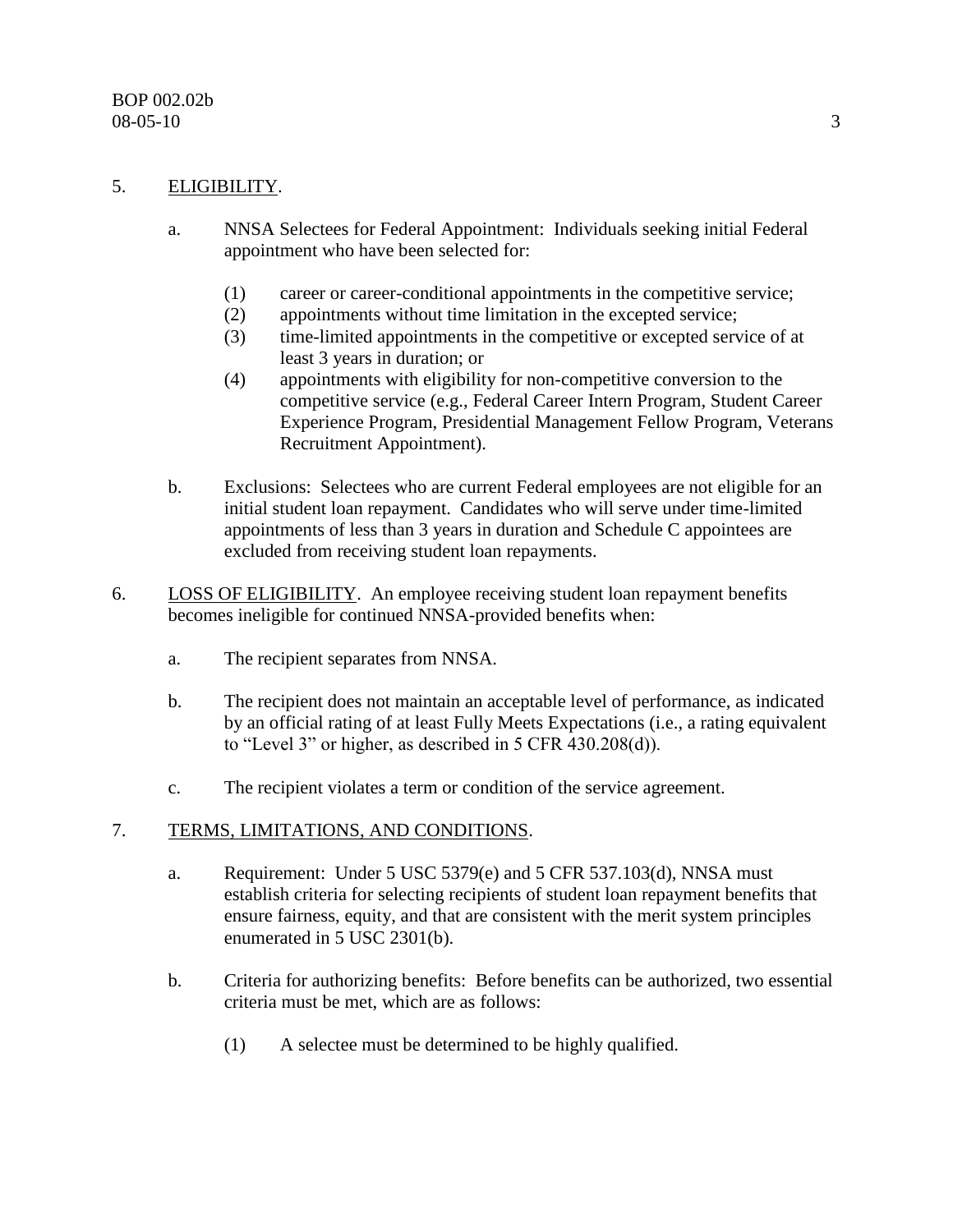5. <u>ELIGIBILITY</u>.

   a. NNSA Selectees for Federal Appointment: Individuals seeking initial Federal appointment who have been selected for:

      (1) career or career-conditional appointments in the competitive service;
      (2) appointments without time limitation in the excepted service;
      (3) time-limited appointments in the competitive or excepted service of at least 3 years in duration; or
      (4) appointments with eligibility for non-competitive conversion to the competitive service (e.g., Federal Career Intern Program, Student Career Experience Program, Presidential Management Fellow Program, Veterans Recruitment Appointment).

   b. Exclusions: Selectees who are current Federal employees are not eligible for an initial student loan repayment. Candidates who will serve under time-limited appointments of less than 3 years in duration and Schedule C appointees are excluded from receiving student loan repayments.

6. <u>LOSS OF ELIGIBILITY</u>. An employee receiving student loan repayment benefits becomes ineligible for continued NNSA-provided benefits when:

   a. The recipient separates from NNSA.

   b. The recipient does not maintain an acceptable level of performance, as indicated by an official rating of at least Fully Meets Expectations (i.e., a rating equivalent to "Level 3" or higher, as described in 5 CFR 430.208(d)).

   c. The recipient violates a term or condition of the service agreement.

7. <u>TERMS, LIMITATIONS, AND CONDITIONS</u>.

   a. Requirement: Under 5 USC 5379(e) and 5 CFR 537.103(d), NNSA must establish criteria for selecting recipients of student loan repayment benefits that ensure fairness, equity, and that are consistent with the merit system principles enumerated in 5 USC 2301(b).

   b. Criteria for authorizing benefits: Before benefits can be authorized, two essential criteria must be met, which are as follows:

      (1) A selectee must be determined to be highly qualified.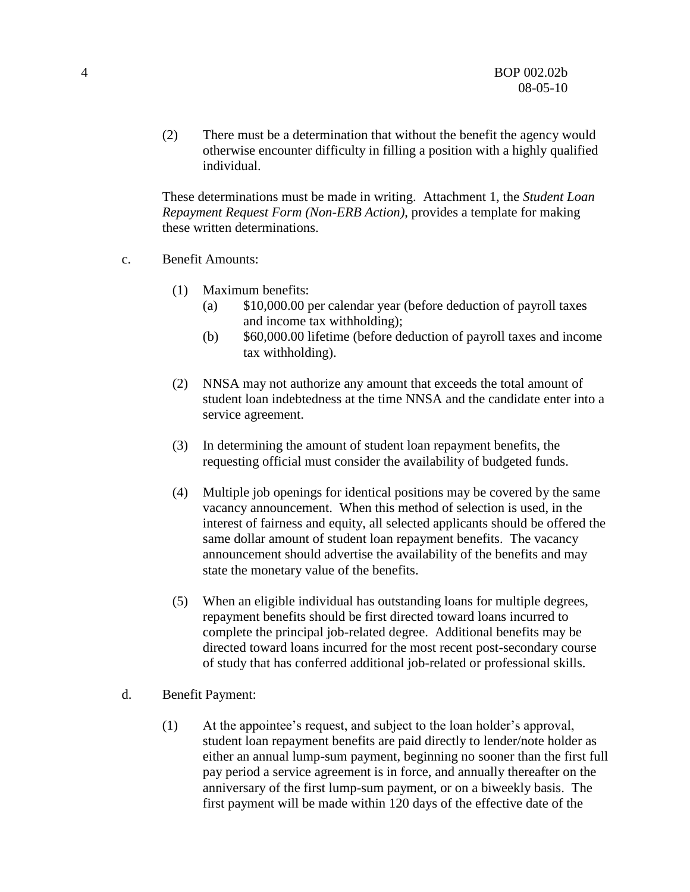(2) There must be a determination that without the benefit the agency would otherwise encounter difficulty in filling a position with a highly qualified individual.

These determinations must be made in writing. Attachment 1, the *Student Loan Repayment Request Form (Non-ERB Action)*, provides a template for making these written determinations.

c. Benefit Amounts:

(1) Maximum benefits:

(a) $10,000.00 per calendar year (before deduction of payroll taxes and income tax withholding);

(b) $60,000.00 lifetime (before deduction of payroll taxes and income tax withholding).

(2) NNSA may not authorize any amount that exceeds the total amount of student loan indebtedness at the time NNSA and the candidate enter into a service agreement.

(3) In determining the amount of student loan repayment benefits, the requesting official must consider the availability of budgeted funds.

(4) Multiple job openings for identical positions may be covered by the same vacancy announcement. When this method of selection is used, in the interest of fairness and equity, all selected applicants should be offered the same dollar amount of student loan repayment benefits. The vacancy announcement should advertise the availability of the benefits and may state the monetary value of the benefits.

(5) When an eligible individual has outstanding loans for multiple degrees, repayment benefits should be first directed toward loans incurred to complete the principal job-related degree. Additional benefits may be directed toward loans incurred for the most recent post-secondary course of study that has conferred additional job-related or professional skills.

d. Benefit Payment:

(1) At the appointee's request, and subject to the loan holder's approval, student loan repayment benefits are paid directly to lender/note holder as either an annual lump-sum payment, beginning no sooner than the first full pay period a service agreement is in force, and annually thereafter on the anniversary of the first lump-sum payment, or on a biweekly basis. The first payment will be made within 120 days of the effective date of the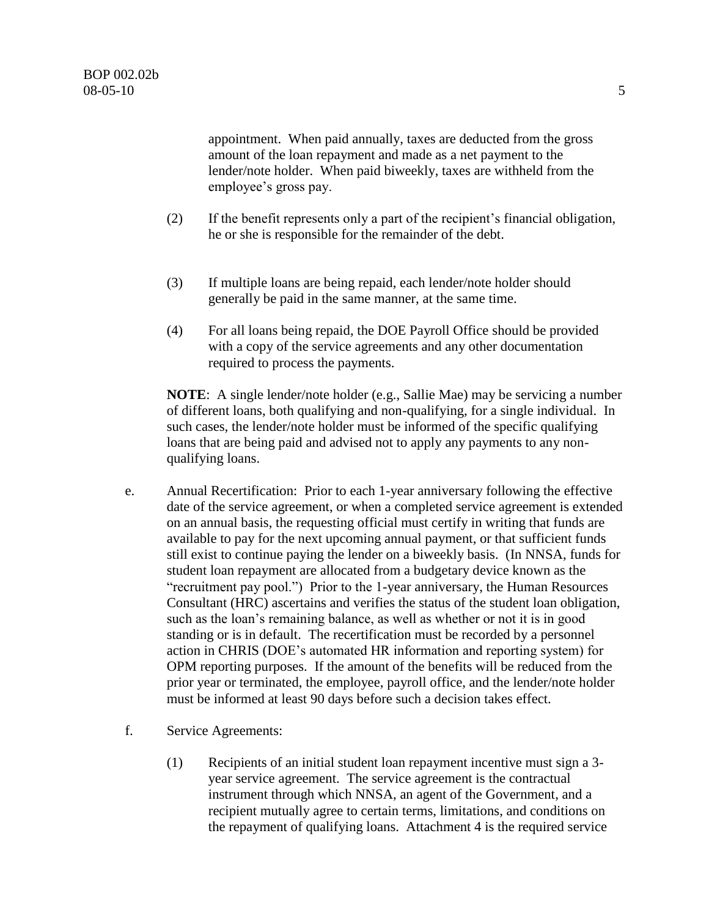appointment. When paid annually, taxes are deducted from the gross amount of the loan repayment and made as a net payment to the lender/note holder. When paid biweekly, taxes are withheld from the employee's gross pay.

(2) If the benefit represents only a part of the recipient's financial obligation, he or she is responsible for the remainder of the debt.

(3) If multiple loans are being repaid, each lender/note holder should generally be paid in the same manner, at the same time.

(4) For all loans being repaid, the DOE Payroll Office should be provided with a copy of the service agreements and any other documentation required to process the payments.

**NOTE**: A single lender/note holder (e.g., Sallie Mae) may be servicing a number of different loans, both qualifying and non-qualifying, for a single individual. In such cases, the lender/note holder must be informed of the specific qualifying loans that are being paid and advised not to apply any payments to any non-qualifying loans.

e. Annual Recertification: Prior to each 1-year anniversary following the effective date of the service agreement, or when a completed service agreement is extended on an annual basis, the requesting official must certify in writing that funds are available to pay for the next upcoming annual payment, or that sufficient funds still exist to continue paying the lender on a biweekly basis. (In NNSA, funds for student loan repayment are allocated from a budgetary device known as the "recruitment pay pool.") Prior to the 1-year anniversary, the Human Resources Consultant (HRC) ascertains and verifies the status of the student loan obligation, such as the loan's remaining balance, as well as whether or not it is in good standing or is in default. The recertification must be recorded by a personnel action in CHRIS (DOE's automated HR information and reporting system) for OPM reporting purposes. If the amount of the benefits will be reduced from the prior year or terminated, the employee, payroll office, and the lender/note holder must be informed at least 90 days before such a decision takes effect.

f. Service Agreements:

(1) Recipients of an initial student loan repayment incentive must sign a 3-year service agreement. The service agreement is the contractual instrument through which NNSA, an agent of the Government, and a recipient mutually agree to certain terms, limitations, and conditions on the repayment of qualifying loans. Attachment 4 is the required service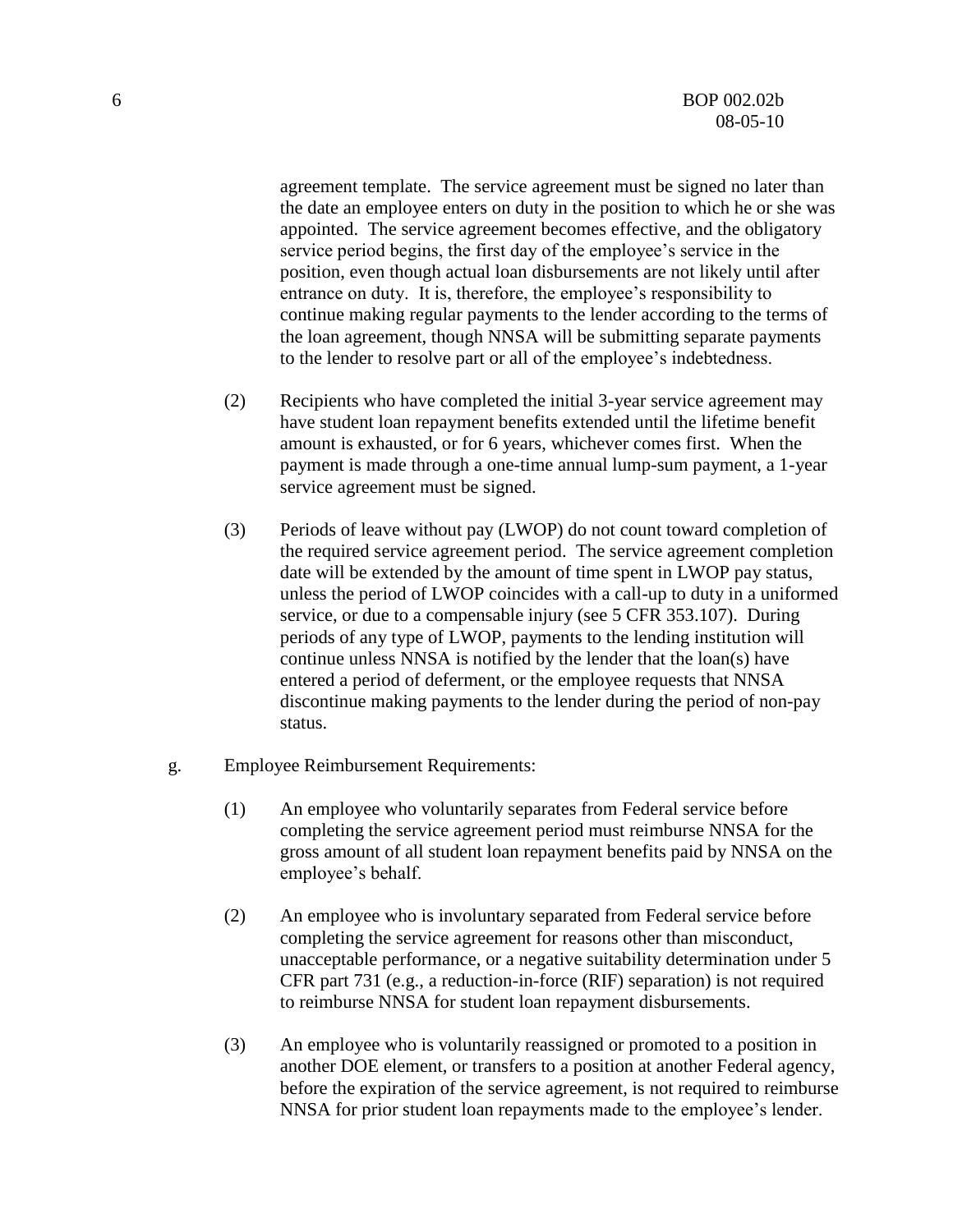agreement template. The service agreement must be signed no later than the date an employee enters on duty in the position to which he or she was appointed. The service agreement becomes effective, and the obligatory service period begins, the first day of the employee's service in the position, even though actual loan disbursements are not likely until after entrance on duty. It is, therefore, the employee's responsibility to continue making regular payments to the lender according to the terms of the loan agreement, though NNSA will be submitting separate payments to the lender to resolve part or all of the employee's indebtedness.

(2) Recipients who have completed the initial 3-year service agreement may have student loan repayment benefits extended until the lifetime benefit amount is exhausted, or for 6 years, whichever comes first. When the payment is made through a one-time annual lump-sum payment, a 1-year service agreement must be signed.

(3) Periods of leave without pay (LWOP) do not count toward completion of the required service agreement period. The service agreement completion date will be extended by the amount of time spent in LWOP pay status, unless the period of LWOP coincides with a call-up to duty in a uniformed service, or due to a compensable injury (see 5 CFR 353.107). During periods of any type of LWOP, payments to the lending institution will continue unless NNSA is notified by the lender that the loan(s) have entered a period of deferment, or the employee requests that NNSA discontinue making payments to the lender during the period of non-pay status.

g. Employee Reimbursement Requirements:

(1) An employee who voluntarily separates from Federal service before completing the service agreement period must reimburse NNSA for the gross amount of all student loan repayment benefits paid by NNSA on the employee's behalf.

(2) An employee who is involuntary separated from Federal service before completing the service agreement for reasons other than misconduct, unacceptable performance, or a negative suitability determination under 5 CFR part 731 (e.g., a reduction-in-force (RIF) separation) is not required to reimburse NNSA for student loan repayment disbursements.

(3) An employee who is voluntarily reassigned or promoted to a position in another DOE element, or transfers to a position at another Federal agency, before the expiration of the service agreement, is not required to reimburse NNSA for prior student loan repayments made to the employee's lender.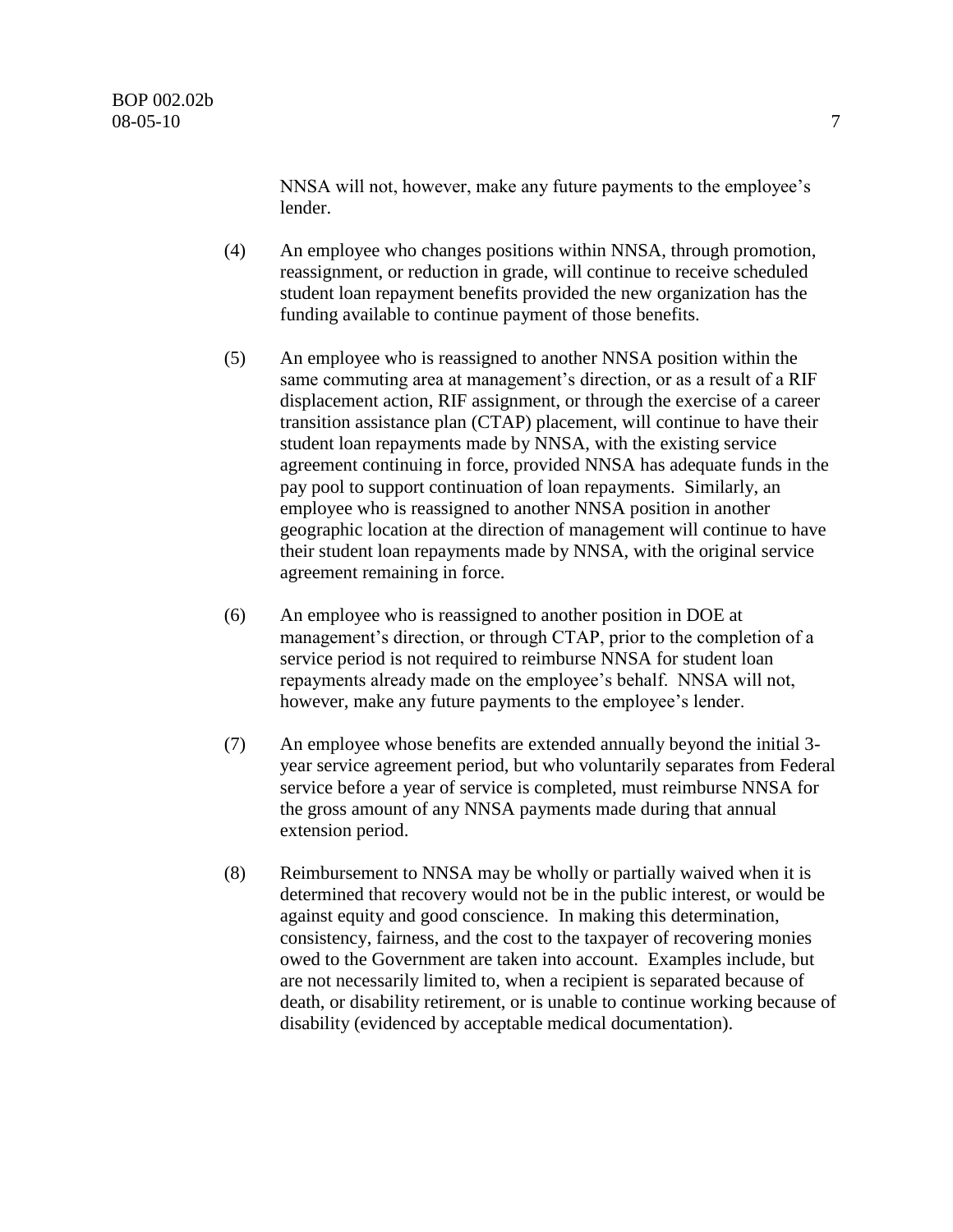NNSA will not, however, make any future payments to the employee's lender.

(4) An employee who changes positions within NNSA, through promotion, reassignment, or reduction in grade, will continue to receive scheduled student loan repayment benefits provided the new organization has the funding available to continue payment of those benefits.

(5) An employee who is reassigned to another NNSA position within the same commuting area at management's direction, or as a result of a RIF displacement action, RIF assignment, or through the exercise of a career transition assistance plan (CTAP) placement, will continue to have their student loan repayments made by NNSA, with the existing service agreement continuing in force, provided NNSA has adequate funds in the pay pool to support continuation of loan repayments. Similarly, an employee who is reassigned to another NNSA position in another geographic location at the direction of management will continue to have their student loan repayments made by NNSA, with the original service agreement remaining in force.

(6) An employee who is reassigned to another position in DOE at management's direction, or through CTAP, prior to the completion of a service period is not required to reimburse NNSA for student loan repayments already made on the employee's behalf. NNSA will not, however, make any future payments to the employee's lender.

(7) An employee whose benefits are extended annually beyond the initial 3-year service agreement period, but who voluntarily separates from Federal service before a year of service is completed, must reimburse NNSA for the gross amount of any NNSA payments made during that annual extension period.

(8) Reimbursement to NNSA may be wholly or partially waived when it is determined that recovery would not be in the public interest, or would be against equity and good conscience. In making this determination, consistency, fairness, and the cost to the taxpayer of recovering monies owed to the Government are taken into account. Examples include, but are not necessarily limited to, when a recipient is separated because of death, or disability retirement, or is unable to continue working because of disability (evidenced by acceptable medical documentation).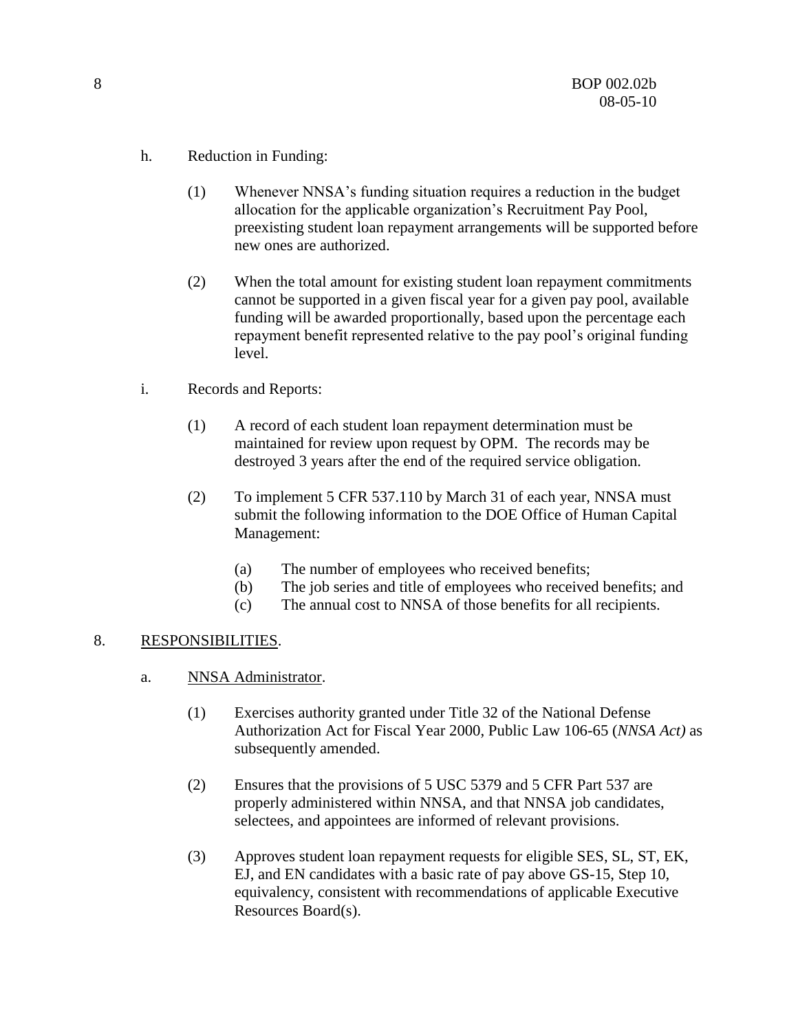h. Reduction in Funding:

(1) Whenever NNSA's funding situation requires a reduction in the budget allocation for the applicable organization's Recruitment Pay Pool, preexisting student loan repayment arrangements will be supported before new ones are authorized.

(2) When the total amount for existing student loan repayment commitments cannot be supported in a given fiscal year for a given pay pool, available funding will be awarded proportionally, based upon the percentage each repayment benefit represented relative to the pay pool's original funding level.

i. Records and Reports:

(1) A record of each student loan repayment determination must be maintained for review upon request by OPM. The records may be destroyed 3 years after the end of the required service obligation.

(2) To implement 5 CFR 537.110 by March 31 of each year, NNSA must submit the following information to the DOE Office of Human Capital Management:

(a) The number of employees who received benefits;
(b) The job series and title of employees who received benefits; and
(c) The annual cost to NNSA of those benefits for all recipients.

8. RESPONSIBILITIES.

a. NNSA Administrator.

(1) Exercises authority granted under Title 32 of the National Defense Authorization Act for Fiscal Year 2000, Public Law 106-65 (*NNSA Act)* as subsequently amended.

(2) Ensures that the provisions of 5 USC 5379 and 5 CFR Part 537 are properly administered within NNSA, and that NNSA job candidates, selectees, and appointees are informed of relevant provisions.

(3) Approves student loan repayment requests for eligible SES, SL, ST, EK, EJ, and EN candidates with a basic rate of pay above GS-15, Step 10, equivalency, consistent with recommendations of applicable Executive Resources Board(s).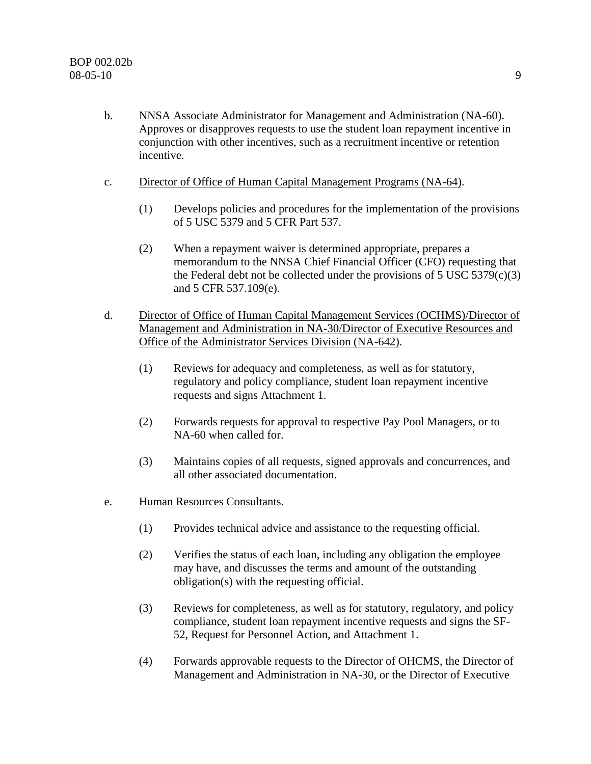b. <u>NNSA Associate Administrator for Management and Administration (NA-60)</u>. Approves or disapproves requests to use the student loan repayment incentive in conjunction with other incentives, such as a recruitment incentive or retention incentive.

c. <u>Director of Office of Human Capital Management Programs (NA-64)</u>.

   (1) Develops policies and procedures for the implementation of the provisions of 5 USC 5379 and 5 CFR Part 537.

   (2) When a repayment waiver is determined appropriate, prepares a memorandum to the NNSA Chief Financial Officer (CFO) requesting that the Federal debt not be collected under the provisions of 5 USC 5379(c)(3) and 5 CFR 537.109(e).

d. <u>Director of Office of Human Capital Management Services (OCHMS)/Director of Management and Administration in NA-30/Director of Executive Resources and Office of the Administrator Services Division (NA-642)</u>.

   (1) Reviews for adequacy and completeness, as well as for statutory, regulatory and policy compliance, student loan repayment incentive requests and signs Attachment 1.

   (2) Forwards requests for approval to respective Pay Pool Managers, or to NA-60 when called for.

   (3) Maintains copies of all requests, signed approvals and concurrences, and all other associated documentation.

e. <u>Human Resources Consultants</u>.

   (1) Provides technical advice and assistance to the requesting official.

   (2) Verifies the status of each loan, including any obligation the employee may have, and discusses the terms and amount of the outstanding obligation(s) with the requesting official.

   (3) Reviews for completeness, as well as for statutory, regulatory, and policy compliance, student loan repayment incentive requests and signs the SF-52, Request for Personnel Action, and Attachment 1.

   (4) Forwards approvable requests to the Director of OHCMS, the Director of Management and Administration in NA-30, or the Director of Executive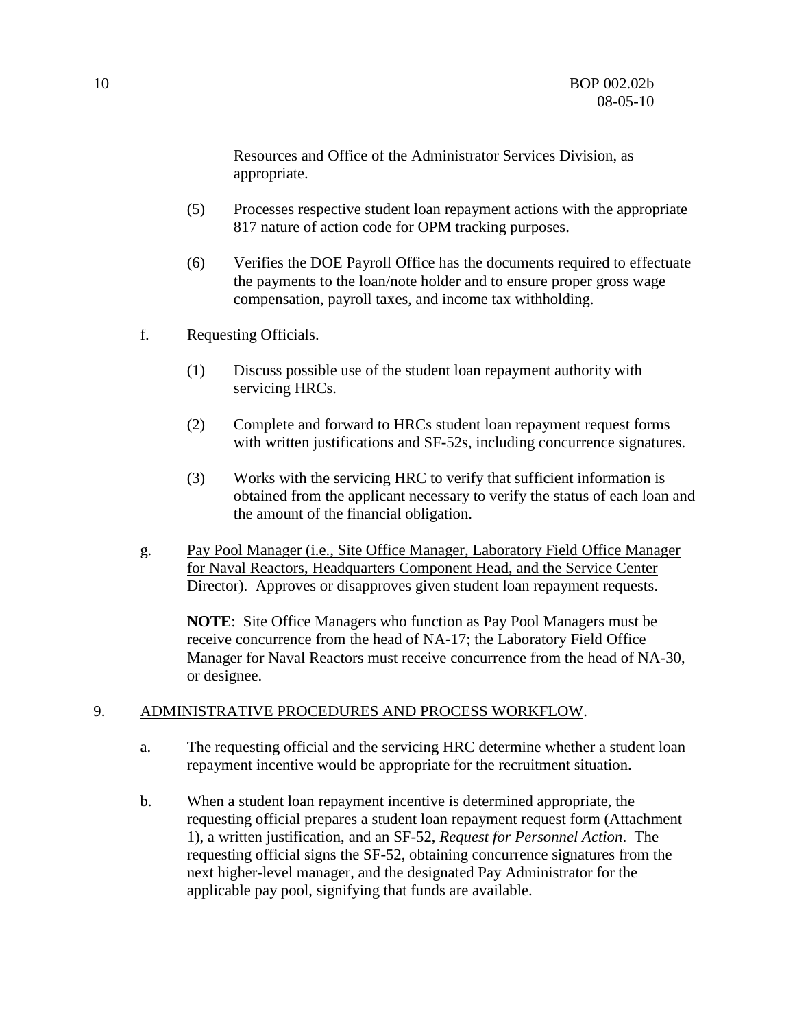Resources and Office of the Administrator Services Division, as appropriate.

(5) Processes respective student loan repayment actions with the appropriate 817 nature of action code for OPM tracking purposes.

(6) Verifies the DOE Payroll Office has the documents required to effectuate the payments to the loan/note holder and to ensure proper gross wage compensation, payroll taxes, and income tax withholding.

f. Requesting Officials.

(1) Discuss possible use of the student loan repayment authority with servicing HRCs.

(2) Complete and forward to HRCs student loan repayment request forms with written justifications and SF-52s, including concurrence signatures.

(3) Works with the servicing HRC to verify that sufficient information is obtained from the applicant necessary to verify the status of each loan and the amount of the financial obligation.

g. Pay Pool Manager (i.e., Site Office Manager, Laboratory Field Office Manager for Naval Reactors, Headquarters Component Head, and the Service Center Director). Approves or disapproves given student loan repayment requests.

**NOTE**: Site Office Managers who function as Pay Pool Managers must be receive concurrence from the head of NA-17; the Laboratory Field Office Manager for Naval Reactors must receive concurrence from the head of NA-30, or designee.

9. ADMINISTRATIVE PROCEDURES AND PROCESS WORKFLOW.

a. The requesting official and the servicing HRC determine whether a student loan repayment incentive would be appropriate for the recruitment situation.

b. When a student loan repayment incentive is determined appropriate, the requesting official prepares a student loan repayment request form (Attachment 1), a written justification, and an SF-52, *Request for Personnel Action*. The requesting official signs the SF-52, obtaining concurrence signatures from the next higher-level manager, and the designated Pay Administrator for the applicable pay pool, signifying that funds are available.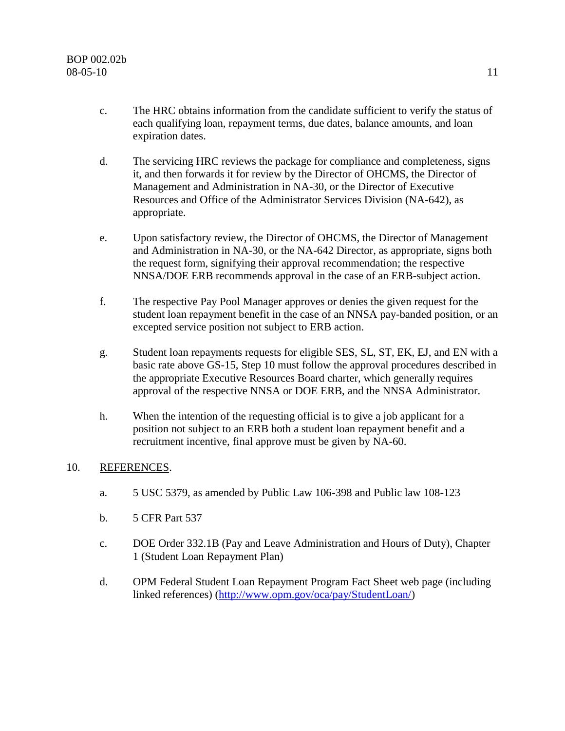c. The HRC obtains information from the candidate sufficient to verify the status of each qualifying loan, repayment terms, due dates, balance amounts, and loan expiration dates.

d. The servicing HRC reviews the package for compliance and completeness, signs it, and then forwards it for review by the Director of OHCMS, the Director of Management and Administration in NA-30, or the Director of Executive Resources and Office of the Administrator Services Division (NA-642), as appropriate.

e. Upon satisfactory review, the Director of OHCMS, the Director of Management and Administration in NA-30, or the NA-642 Director, as appropriate, signs both the request form, signifying their approval recommendation; the respective NNSA/DOE ERB recommends approval in the case of an ERB-subject action.

f. The respective Pay Pool Manager approves or denies the given request for the student loan repayment benefit in the case of an NNSA pay-banded position, or an excepted service position not subject to ERB action.

g. Student loan repayments requests for eligible SES, SL, ST, EK, EJ, and EN with a basic rate above GS-15, Step 10 must follow the approval procedures described in the appropriate Executive Resources Board charter, which generally requires approval of the respective NNSA or DOE ERB, and the NNSA Administrator.

h. When the intention of the requesting official is to give a job applicant for a position not subject to an ERB both a student loan repayment benefit and a recruitment incentive, final approve must be given by NA-60.

10. <u>REFERENCES</u>.

a. 5 USC 5379, as amended by Public Law 106-398 and Public law 108-123

b. 5 CFR Part 537

c. DOE Order 332.1B (Pay and Leave Administration and Hours of Duty), Chapter 1 (Student Loan Repayment Plan)

d. OPM Federal Student Loan Repayment Program Fact Sheet web page (including linked references) (http://www.opm.gov/oca/pay/StudentLoan/)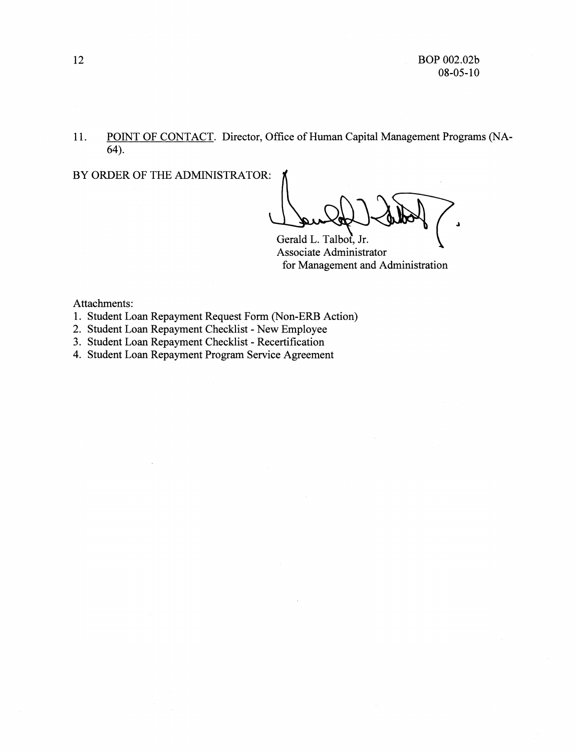11. <u>POINT OF CONTACT</u>. Director, Office of Human Capital Management Programs (NA-64).

BY ORDER OF THE ADMINISTRATOR:

Gerald L. Talbot, Jr.
Associate Administrator
for Management and Administration

Attachments:

1. Student Loan Repayment Request Form (Non-ERB Action)
2. Student Loan Repayment Checklist - New Employee
3. Student Loan Repayment Checklist - Recertification
4. Student Loan Repayment Program Service Agreement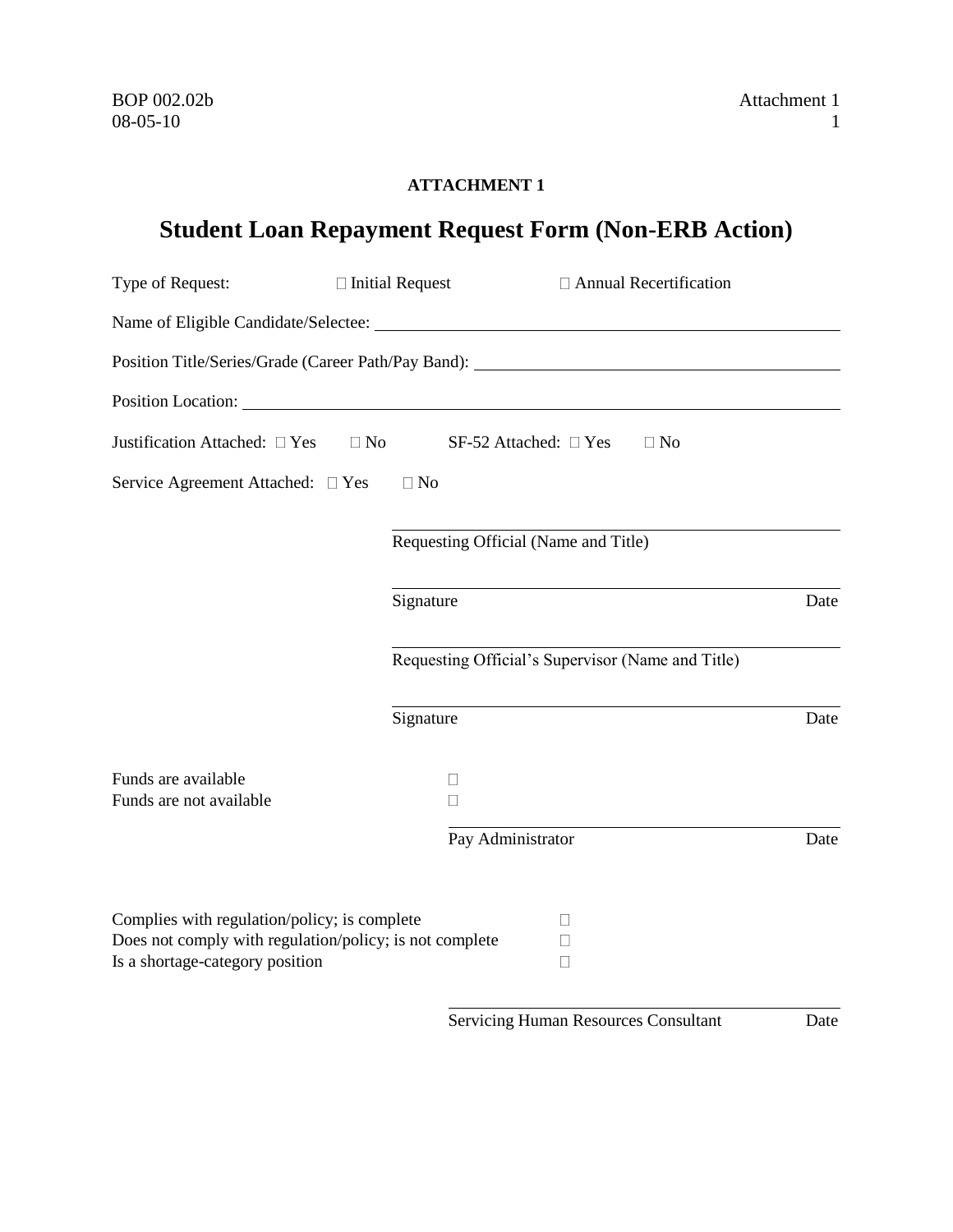**ATTACHMENT 1**

# Student Loan Repayment Request Form (Non-ERB Action)

Type of Request: ☐ Initial Request ☐ Annual Recertification

Name of Eligible Candidate/Selectee: ______________________________

Position Title/Series/Grade (Career Path/Pay Band): ______________________________

Position Location: ______________________________

Justification Attached: ☐ Yes ☐ No SF-52 Attached: ☐ Yes ☐ No

Service Agreement Attached: ☐ Yes ☐ No

______________________________
Requesting Official (Name and Title)

______________________________
Signature Date

______________________________
Requesting Official's Supervisor (Name and Title)

______________________________
Signature Date

Funds are available ☐
Funds are not available ☐

______________________________
Pay Administrator Date

Complies with regulation/policy; is complete ☐
Does not comply with regulation/policy; is not complete ☐
Is a shortage-category position ☐

______________________________
Servicing Human Resources Consultant Date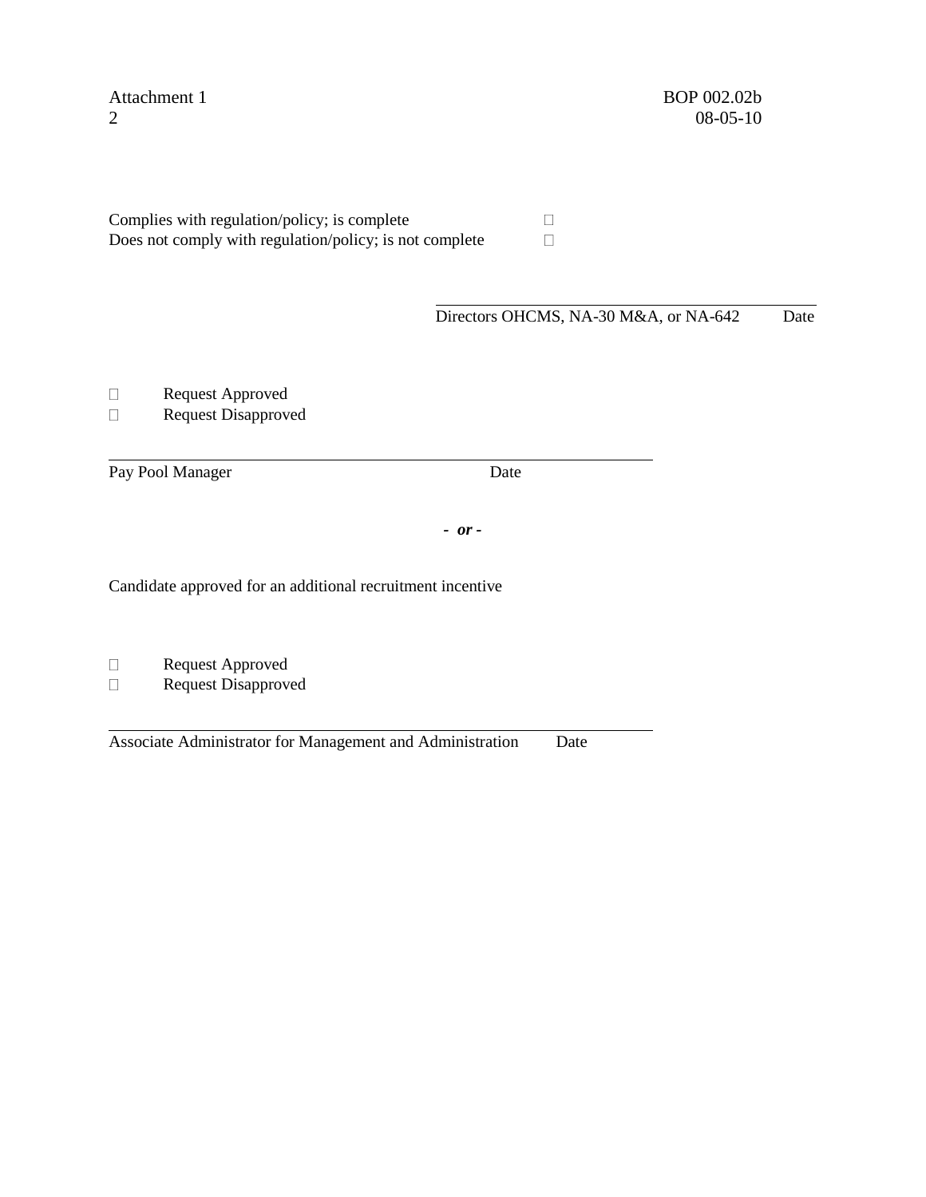Complies with regulation/policy; is complete ☐
Does not comply with regulation/policy; is not complete ☐

\_\_\_\_\_\_\_\_\_\_\_\_\_\_\_\_\_\_\_\_\_\_\_\_\_\_\_\_\_\_\_\_\_\_\_\_\_\_\_\_
Directors OHCMS, NA-30 M&A, or NA-642 Date

☐ Request Approved
☐ Request Disapproved

\_\_\_\_\_\_\_\_\_\_\_\_\_\_\_\_\_\_\_\_\_\_\_\_\_\_\_\_\_\_\_\_\_\_\_\_\_\_\_\_\_\_\_\_\_\_\_\_\_\_\_\_\_\_
Pay Pool Manager Date

- ***or*** -

Candidate approved for an additional recruitment incentive

☐ Request Approved
☐ Request Disapproved

\_\_\_\_\_\_\_\_\_\_\_\_\_\_\_\_\_\_\_\_\_\_\_\_\_\_\_\_\_\_\_\_\_\_\_\_\_\_\_\_\_\_\_\_\_\_\_\_\_\_\_\_\_\_
Associate Administrator for Management and Administration Date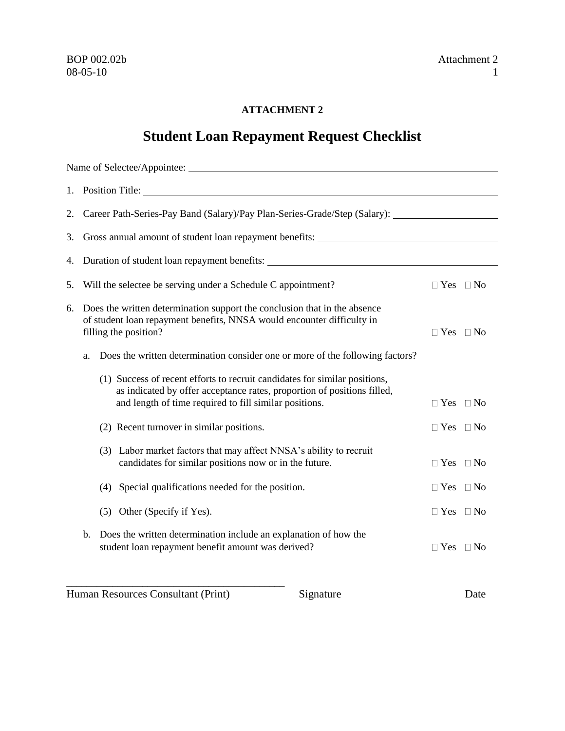**ATTACHMENT 2**

# Student Loan Repayment Request Checklist

Name of Selectee/Appointee: ____________________

1. Position Title: ____________________

2. Career Path-Series-Pay Band (Salary)/Pay Plan-Series-Grade/Step (Salary): ____________________

3. Gross annual amount of student loan repayment benefits: ____________________

4. Duration of student loan repayment benefits: ____________________

5. Will the selectee be serving under a Schedule C appointment? ☐ Yes ☐ No

6. Does the written determination support the conclusion that in the absence of student loan repayment benefits, NNSA would encounter difficulty in filling the position? ☐ Yes ☐ No

   a. Does the written determination consider one or more of the following factors?

      (1) Success of recent efforts to recruit candidates for similar positions, as indicated by offer acceptance rates, proportion of positions filled, and length of time required to fill similar positions. ☐ Yes ☐ No

      (2) Recent turnover in similar positions. ☐ Yes ☐ No

      (3) Labor market factors that may affect NNSA's ability to recruit candidates for similar positions now or in the future. ☐ Yes ☐ No

      (4) Special qualifications needed for the position. ☐ Yes ☐ No

      (5) Other (Specify if Yes). ☐ Yes ☐ No

   b. Does the written determination include an explanation of how the student loan repayment benefit amount was derived? ☐ Yes ☐ No

____________________ ____________________

Human Resources Consultant (Print) Signature Date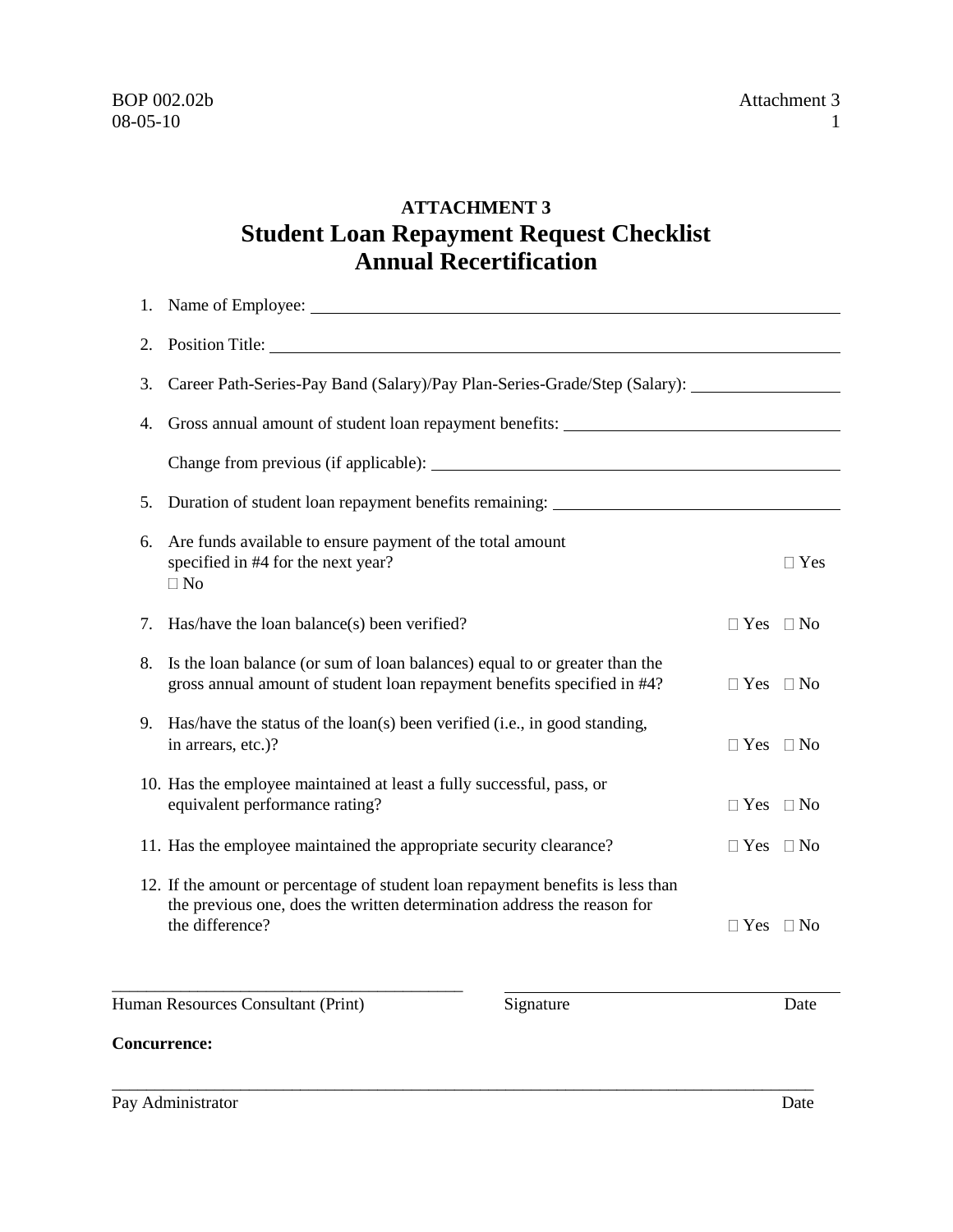# ATTACHMENT 3

## Student Loan Repayment Request Checklist
## Annual Recertification

1. Name of Employee: ______________________________

2. Position Title: ______________________________

3. Career Path-Series-Pay Band (Salary)/Pay Plan-Series-Grade/Step (Salary): ______________

4. Gross annual amount of student loan repayment benefits: ______________________

   Change from previous (if applicable): ______________________

5. Duration of student loan repayment benefits remaining: ______________________

6. Are funds available to ensure payment of the total amount specified in #4 for the next year? ☐ Yes ☐ No

7. Has/have the loan balance(s) been verified? ☐ Yes ☐ No

8. Is the loan balance (or sum of loan balances) equal to or greater than the gross annual amount of student loan repayment benefits specified in #4? ☐ Yes ☐ No

9. Has/have the status of the loan(s) been verified (i.e., in good standing, in arrears, etc.)? ☐ Yes ☐ No

10. Has the employee maintained at least a fully successful, pass, or equivalent performance rating? ☐ Yes ☐ No

11. Has the employee maintained the appropriate security clearance? ☐ Yes ☐ No

12. If the amount or percentage of student loan repayment benefits is less than the previous one, does the written determination address the reason for the difference? ☐ Yes ☐ No

______________________________ ______________________________

Human Resources Consultant (Print) Signature Date

**Concurrence:**

______________________________________________________________

Pay Administrator Date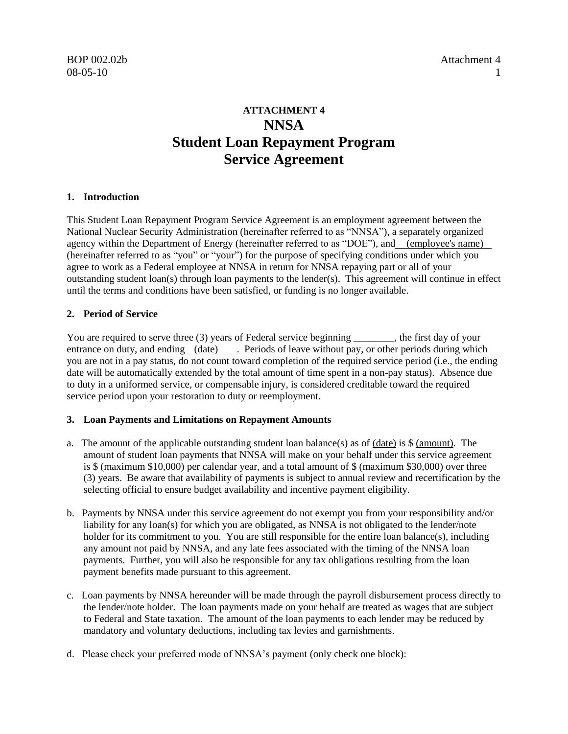# ATTACHMENT 4
# NNSA
# Student Loan Repayment Program
# Service Agreement

### 1. Introduction

This Student Loan Repayment Program Service Agreement is an employment agreement between the National Nuclear Security Administration (hereinafter referred to as "NNSA"), a separately organized agency within the Department of Energy (hereinafter referred to as "DOE"), and (employee's name) (hereinafter referred to as "you" or "your") for the purpose of specifying conditions under which you agree to work as a Federal employee at NNSA in return for NNSA repaying part or all of your outstanding student loan(s) through loan payments to the lender(s). This agreement will continue in effect until the terms and conditions have been satisfied, or funding is no longer available.

### 2. Period of Service

You are required to serve three (3) years of Federal service beginning ________, the first day of your entrance on duty, and ending (date). Periods of leave without pay, or other periods during which you are not in a pay status, do not count toward completion of the required service period (i.e., the ending date will be automatically extended by the total amount of time spent in a non-pay status). Absence due to duty in a uniformed service, or compensable injury, is considered creditable toward the required service period upon your restoration to duty or reemployment.

### 3. Loan Payments and Limitations on Repayment Amounts

a. The amount of the applicable outstanding student loan balance(s) as of (date) is $ (amount). The amount of student loan payments that NNSA will make on your behalf under this service agreement is $ (maximum $10,000) per calendar year, and a total amount of $ (maximum $30,000) over three (3) years. Be aware that availability of payments is subject to annual review and recertification by the selecting official to ensure budget availability and incentive payment eligibility.

b. Payments by NNSA under this service agreement do not exempt you from your responsibility and/or liability for any loan(s) for which you are obligated, as NNSA is not obligated to the lender/note holder for its commitment to you. You are still responsible for the entire loan balance(s), including any amount not paid by NNSA, and any late fees associated with the timing of the NNSA loan payments. Further, you will also be responsible for any tax obligations resulting from the loan payment benefits made pursuant to this agreement.

c. Loan payments by NNSA hereunder will be made through the payroll disbursement process directly to the lender/note holder. The loan payments made on your behalf are treated as wages that are subject to Federal and State taxation. The amount of the loan payments to each lender may be reduced by mandatory and voluntary deductions, including tax levies and garnishments.

d. Please check your preferred mode of NNSA's payment (only check one block):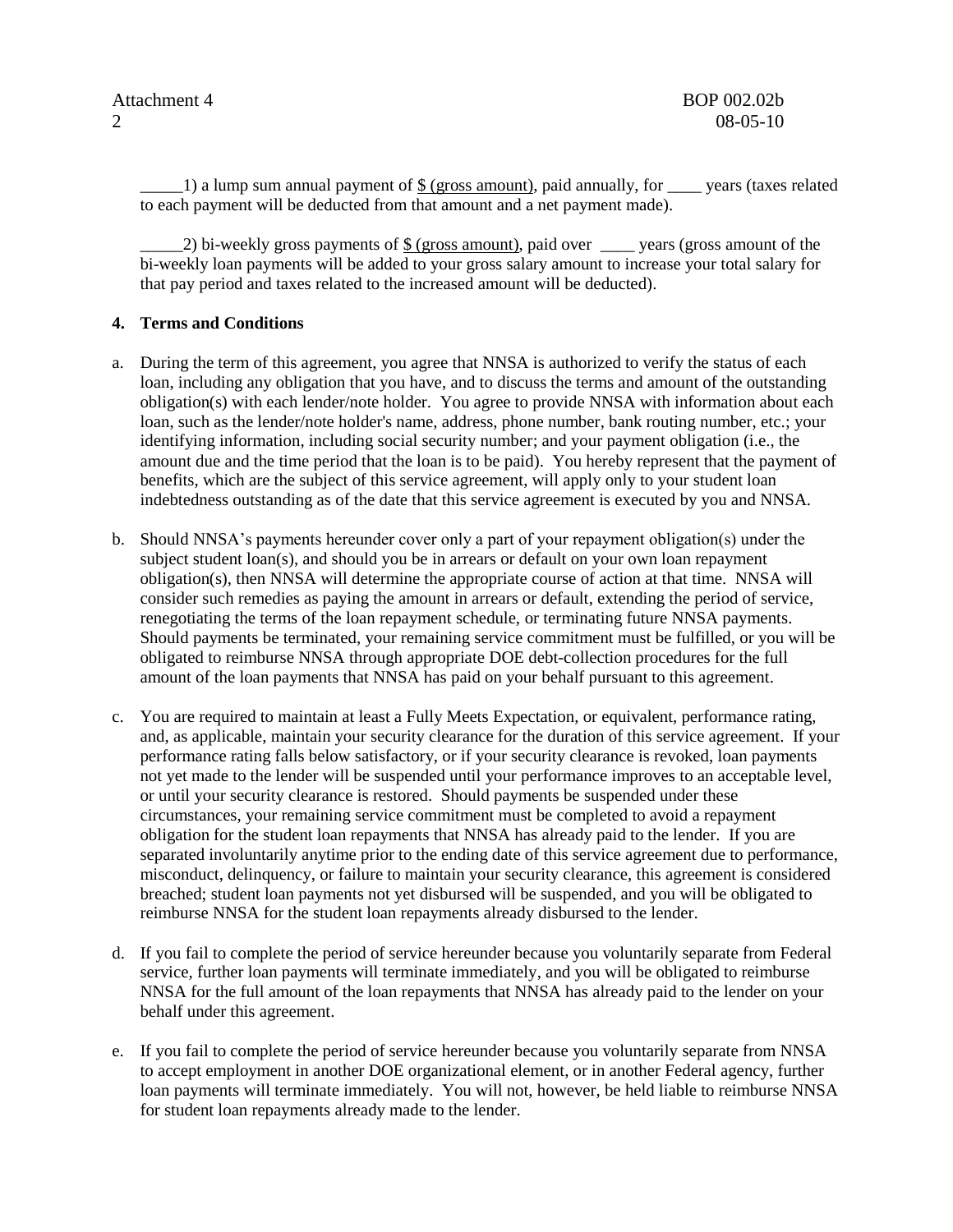_____1) a lump sum annual payment of $ (gross amount), paid annually, for ____ years (taxes related to each payment will be deducted from that amount and a net payment made).

_____2) bi-weekly gross payments of $ (gross amount), paid over ____ years (gross amount of the bi-weekly loan payments will be added to your gross salary amount to increase your total salary for that pay period and taxes related to the increased amount will be deducted).

**4. Terms and Conditions**

a. During the term of this agreement, you agree that NNSA is authorized to verify the status of each loan, including any obligation that you have, and to discuss the terms and amount of the outstanding obligation(s) with each lender/note holder. You agree to provide NNSA with information about each loan, such as the lender/note holder's name, address, phone number, bank routing number, etc.; your identifying information, including social security number; and your payment obligation (i.e., the amount due and the time period that the loan is to be paid). You hereby represent that the payment of benefits, which are the subject of this service agreement, will apply only to your student loan indebtedness outstanding as of the date that this service agreement is executed by you and NNSA.

b. Should NNSA's payments hereunder cover only a part of your repayment obligation(s) under the subject student loan(s), and should you be in arrears or default on your own loan repayment obligation(s), then NNSA will determine the appropriate course of action at that time. NNSA will consider such remedies as paying the amount in arrears or default, extending the period of service, renegotiating the terms of the loan repayment schedule, or terminating future NNSA payments. Should payments be terminated, your remaining service commitment must be fulfilled, or you will be obligated to reimburse NNSA through appropriate DOE debt-collection procedures for the full amount of the loan payments that NNSA has paid on your behalf pursuant to this agreement.

c. You are required to maintain at least a Fully Meets Expectation, or equivalent, performance rating, and, as applicable, maintain your security clearance for the duration of this service agreement. If your performance rating falls below satisfactory, or if your security clearance is revoked, loan payments not yet made to the lender will be suspended until your performance improves to an acceptable level, or until your security clearance is restored. Should payments be suspended under these circumstances, your remaining service commitment must be completed to avoid a repayment obligation for the student loan repayments that NNSA has already paid to the lender. If you are separated involuntarily anytime prior to the ending date of this service agreement due to performance, misconduct, delinquency, or failure to maintain your security clearance, this agreement is considered breached; student loan payments not yet disbursed will be suspended, and you will be obligated to reimburse NNSA for the student loan repayments already disbursed to the lender.

d. If you fail to complete the period of service hereunder because you voluntarily separate from Federal service, further loan payments will terminate immediately, and you will be obligated to reimburse NNSA for the full amount of the loan repayments that NNSA has already paid to the lender on your behalf under this agreement.

e. If you fail to complete the period of service hereunder because you voluntarily separate from NNSA to accept employment in another DOE organizational element, or in another Federal agency, further loan payments will terminate immediately. You will not, however, be held liable to reimburse NNSA for student loan repayments already made to the lender.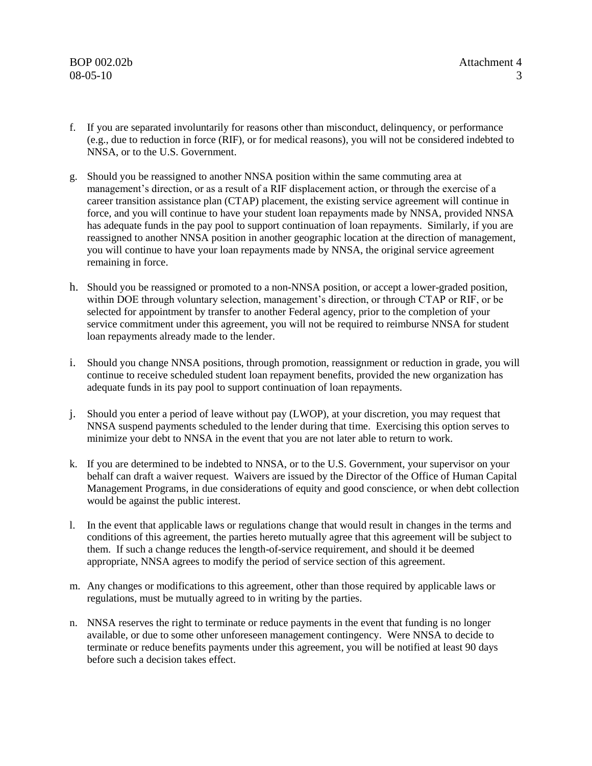f. If you are separated involuntarily for reasons other than misconduct, delinquency, or performance (e.g., due to reduction in force (RIF), or for medical reasons), you will not be considered indebted to NNSA, or to the U.S. Government.

g. Should you be reassigned to another NNSA position within the same commuting area at management's direction, or as a result of a RIF displacement action, or through the exercise of a career transition assistance plan (CTAP) placement, the existing service agreement will continue in force, and you will continue to have your student loan repayments made by NNSA, provided NNSA has adequate funds in the pay pool to support continuation of loan repayments. Similarly, if you are reassigned to another NNSA position in another geographic location at the direction of management, you will continue to have your loan repayments made by NNSA, the original service agreement remaining in force.

h. Should you be reassigned or promoted to a non-NNSA position, or accept a lower-graded position, within DOE through voluntary selection, management's direction, or through CTAP or RIF, or be selected for appointment by transfer to another Federal agency, prior to the completion of your service commitment under this agreement, you will not be required to reimburse NNSA for student loan repayments already made to the lender.

i. Should you change NNSA positions, through promotion, reassignment or reduction in grade, you will continue to receive scheduled student loan repayment benefits, provided the new organization has adequate funds in its pay pool to support continuation of loan repayments.

j. Should you enter a period of leave without pay (LWOP), at your discretion, you may request that NNSA suspend payments scheduled to the lender during that time. Exercising this option serves to minimize your debt to NNSA in the event that you are not later able to return to work.

k. If you are determined to be indebted to NNSA, or to the U.S. Government, your supervisor on your behalf can draft a waiver request. Waivers are issued by the Director of the Office of Human Capital Management Programs, in due considerations of equity and good conscience, or when debt collection would be against the public interest.

l. In the event that applicable laws or regulations change that would result in changes in the terms and conditions of this agreement, the parties hereto mutually agree that this agreement will be subject to them. If such a change reduces the length-of-service requirement, and should it be deemed appropriate, NNSA agrees to modify the period of service section of this agreement.

m. Any changes or modifications to this agreement, other than those required by applicable laws or regulations, must be mutually agreed to in writing by the parties.

n. NNSA reserves the right to terminate or reduce payments in the event that funding is no longer available, or due to some other unforeseen management contingency. Were NNSA to decide to terminate or reduce benefits payments under this agreement, you will be notified at least 90 days before such a decision takes effect.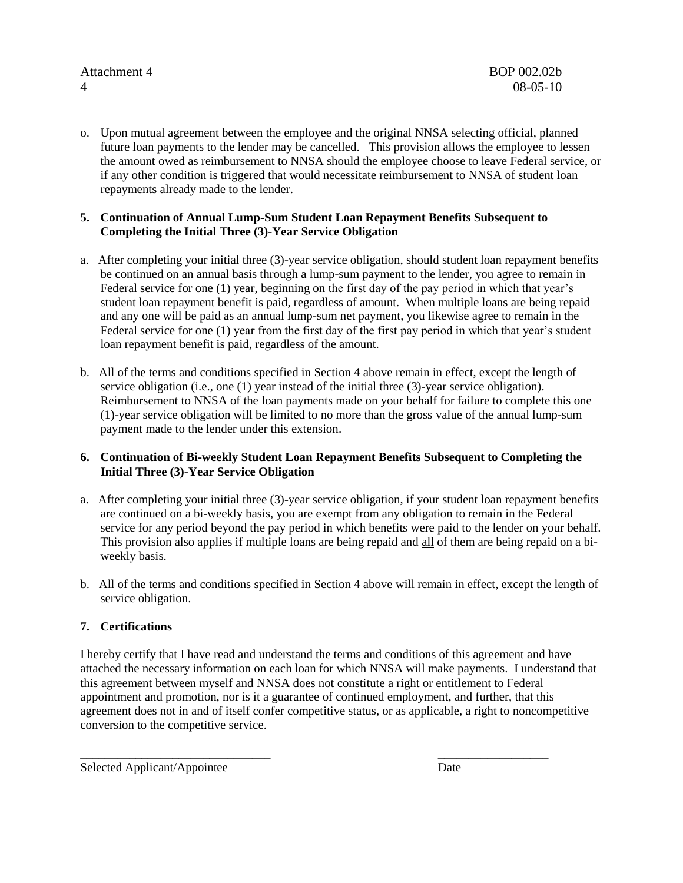o. Upon mutual agreement between the employee and the original NNSA selecting official, planned future loan payments to the lender may be cancelled. This provision allows the employee to lessen the amount owed as reimbursement to NNSA should the employee choose to leave Federal service, or if any other condition is triggered that would necessitate reimbursement to NNSA of student loan repayments already made to the lender.

**5. Continuation of Annual Lump-Sum Student Loan Repayment Benefits Subsequent to Completing the Initial Three (3)-Year Service Obligation**

a. After completing your initial three (3)-year service obligation, should student loan repayment benefits be continued on an annual basis through a lump-sum payment to the lender, you agree to remain in Federal service for one (1) year, beginning on the first day of the pay period in which that year's student loan repayment benefit is paid, regardless of amount. When multiple loans are being repaid and any one will be paid as an annual lump-sum net payment, you likewise agree to remain in the Federal service for one (1) year from the first day of the first pay period in which that year's student loan repayment benefit is paid, regardless of the amount.

b. All of the terms and conditions specified in Section 4 above remain in effect, except the length of service obligation (i.e., one (1) year instead of the initial three (3)-year service obligation). Reimbursement to NNSA of the loan payments made on your behalf for failure to complete this one (1)-year service obligation will be limited to no more than the gross value of the annual lump-sum payment made to the lender under this extension.

**6. Continuation of Bi-weekly Student Loan Repayment Benefits Subsequent to Completing the Initial Three (3)-Year Service Obligation**

a. After completing your initial three (3)-year service obligation, if your student loan repayment benefits are continued on a bi-weekly basis, you are exempt from any obligation to remain in the Federal service for any period beyond the pay period in which benefits were paid to the lender on your behalf. This provision also applies if multiple loans are being repaid and all of them are being repaid on a bi-weekly basis.

b. All of the terms and conditions specified in Section 4 above will remain in effect, except the length of service obligation.

**7. Certifications**

I hereby certify that I have read and understand the terms and conditions of this agreement and have attached the necessary information on each loan for which NNSA will make payments. I understand that this agreement between myself and NNSA does not constitute a right or entitlement to Federal appointment and promotion, nor is it a guarantee of continued employment, and further, that this agreement does not in and of itself confer competitive status, or as applicable, a right to noncompetitive conversion to the competitive service.

_________________________________________________ __________________

Selected Applicant/Appointee Date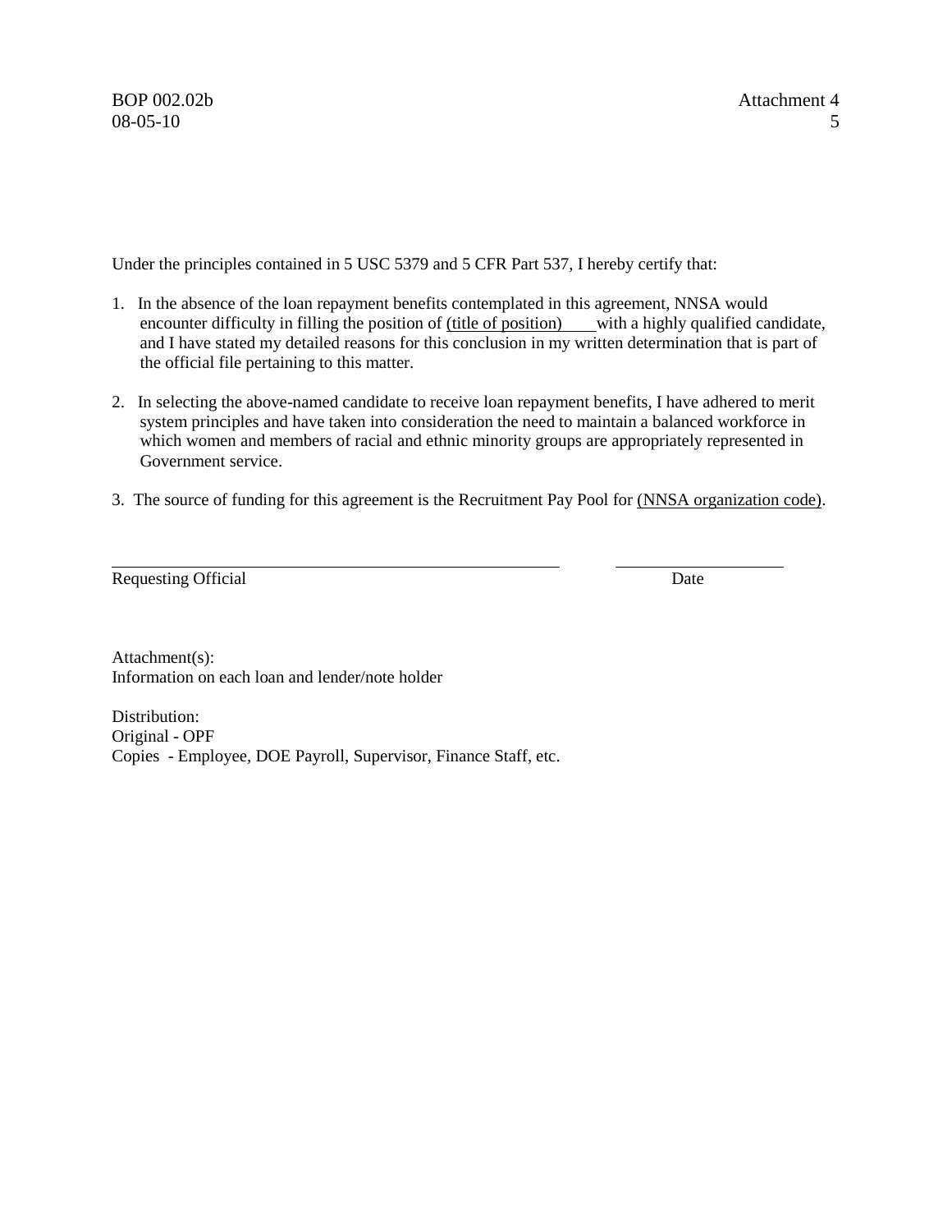Under the principles contained in 5 USC 5379 and 5 CFR Part 537, I hereby certify that:

1. In the absence of the loan repayment benefits contemplated in this agreement, NNSA would encounter difficulty in filling the position of <u>(title of position)</u> with a highly qualified candidate, and I have stated my detailed reasons for this conclusion in my written determination that is part of the official file pertaining to this matter.

2. In selecting the above-named candidate to receive loan repayment benefits, I have adhered to merit system principles and have taken into consideration the need to maintain a balanced workforce in which women and members of racial and ethnic minority groups are appropriately represented in Government service.

3. The source of funding for this agreement is the Recruitment Pay Pool for <u>(NNSA organization code)</u>.

_______________________________________________ ____________________

Requesting Official Date

Attachment(s):
Information on each loan and lender/note holder

Distribution:
Original - OPF
Copies - Employee, DOE Payroll, Supervisor, Finance Staff, etc.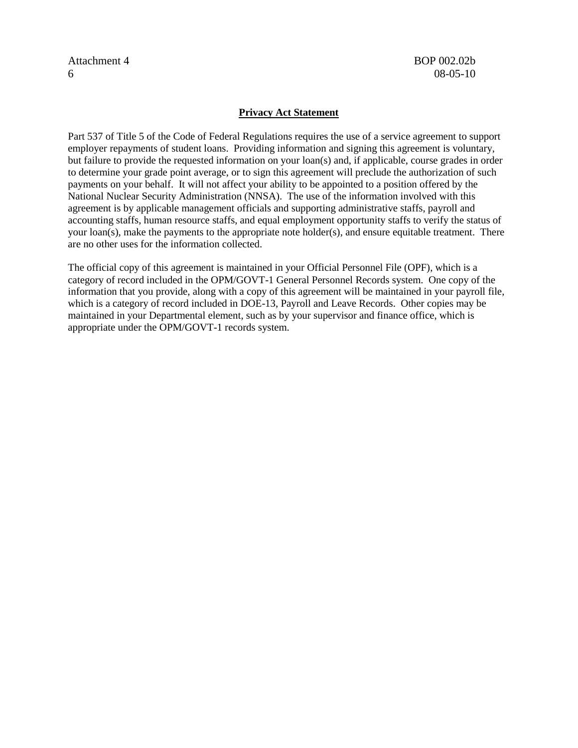## Privacy Act Statement

Part 537 of Title 5 of the Code of Federal Regulations requires the use of a service agreement to support employer repayments of student loans. Providing information and signing this agreement is voluntary, but failure to provide the requested information on your loan(s) and, if applicable, course grades in order to determine your grade point average, or to sign this agreement will preclude the authorization of such payments on your behalf. It will not affect your ability to be appointed to a position offered by the National Nuclear Security Administration (NNSA). The use of the information involved with this agreement is by applicable management officials and supporting administrative staffs, payroll and accounting staffs, human resource staffs, and equal employment opportunity staffs to verify the status of your loan(s), make the payments to the appropriate note holder(s), and ensure equitable treatment. There are no other uses for the information collected.

The official copy of this agreement is maintained in your Official Personnel File (OPF), which is a category of record included in the OPM/GOVT-1 General Personnel Records system. One copy of the information that you provide, along with a copy of this agreement will be maintained in your payroll file, which is a category of record included in DOE-13, Payroll and Leave Records. Other copies may be maintained in your Departmental element, such as by your supervisor and finance office, which is appropriate under the OPM/GOVT-1 records system.